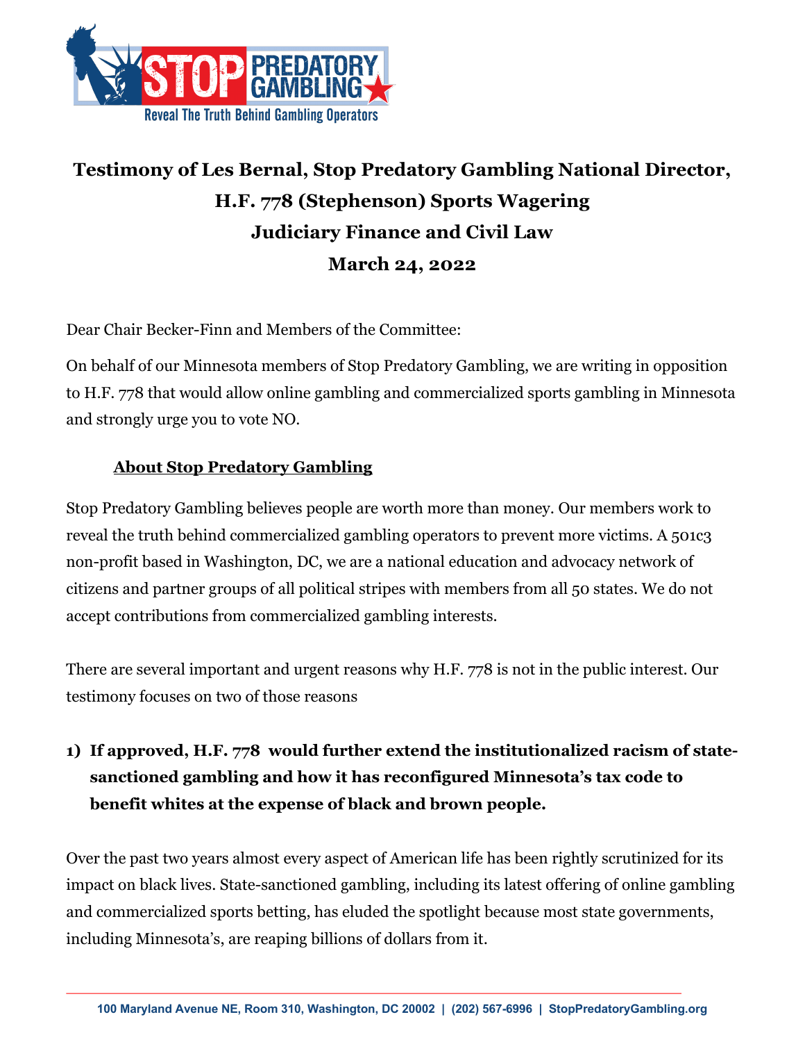# Testimony of Les Bernal, Stop Predatory Gambling National Director, H.F. 778 (Stephenson) Sports Wagering Judiciary Finance and Civil Law March 24, 2022

Dear Chair Becker-Finn and Members of the Committee:

On behalf of our Minnesota members of Stop Predatory Gambling, we are writing in opposition to H.F. 778 that would allow online gambling and commercialized sports gambling in Minnesota and strongly urge you to vote NO.

## About Stop Predatory Gambling

Stop Predatory Gambling believes people are worth more than money. Our members work to reveal the truth behind commercialized gambling operators to prevent more victims. A 501c3 non-profit based in Washington, DC, we are a national education and advocacy network of citizens and partner groups of all political stripes with members from all 50 states. We do not accept contributions from commercialized gambling interests.

There are several important and urgent reasons why H.F. 778 is not in the public interest. Our testimony focuses on two of those reasons

1) **If approved, H.F. 778 would further extend the institutionalized racism of state-sanctioned gambling and how it has reconfigured Minnesota's tax code to benefit whites at the expense of black and brown people.**

Over the past two years almost every aspect of American life has been rightly scrutinized for its impact on black lives. State-sanctioned gambling, including its latest offering of online gambling and commercialized sports betting, has eluded the spotlight because most state governments, including Minnesota's, are reaping billions of dollars from it.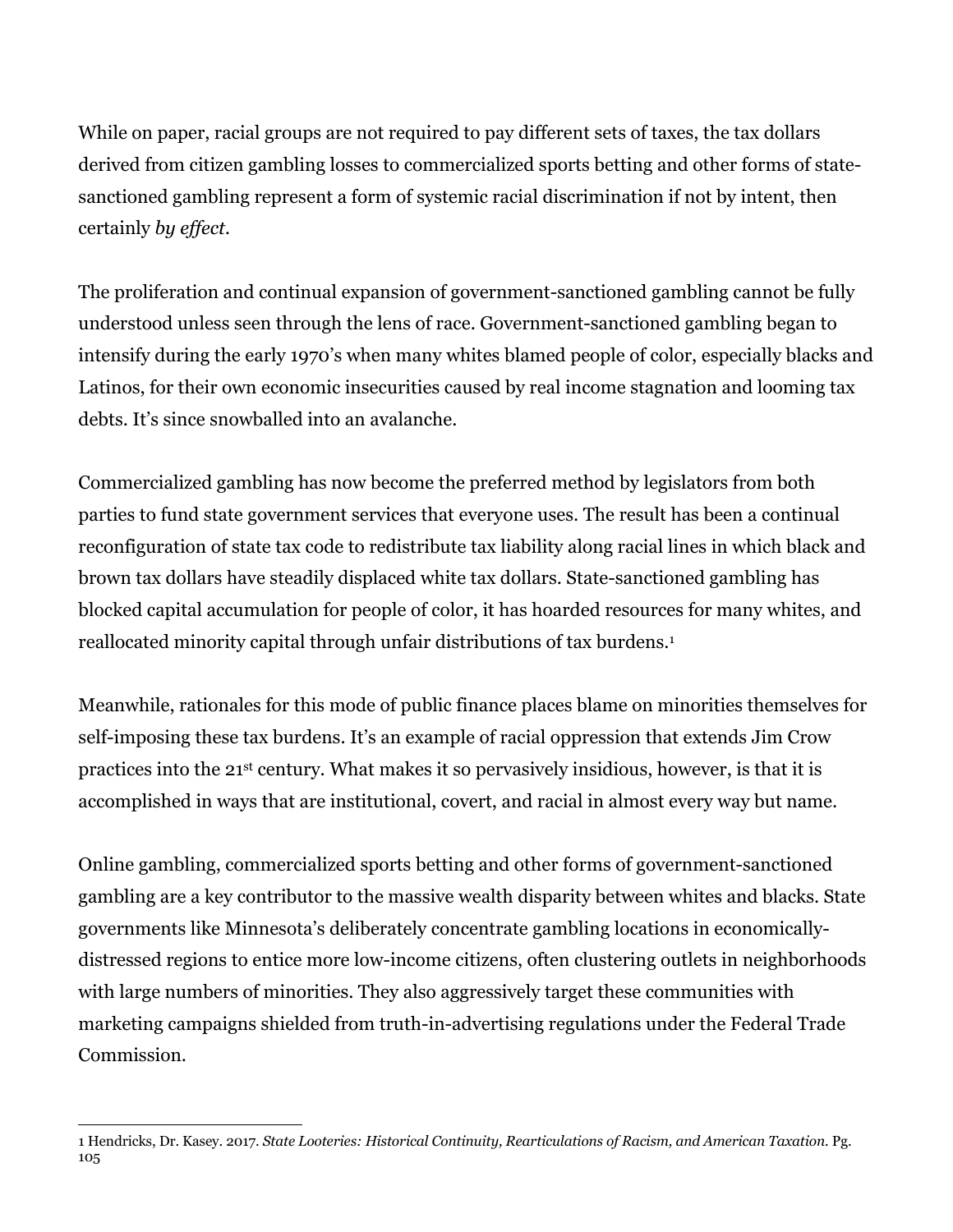While on paper, racial groups are not required to pay different sets of taxes, the tax dollars derived from citizen gambling losses to commercialized sports betting and other forms of state-sanctioned gambling represent a form of systemic racial discrimination if not by intent, then certainly *by effect*.

The proliferation and continual expansion of government-sanctioned gambling cannot be fully understood unless seen through the lens of race. Government-sanctioned gambling began to intensify during the early 1970's when many whites blamed people of color, especially blacks and Latinos, for their own economic insecurities caused by real income stagnation and looming tax debts. It's since snowballed into an avalanche.

Commercialized gambling has now become the preferred method by legislators from both parties to fund state government services that everyone uses. The result has been a continual reconfiguration of state tax code to redistribute tax liability along racial lines in which black and brown tax dollars have steadily displaced white tax dollars. State-sanctioned gambling has blocked capital accumulation for people of color, it has hoarded resources for many whites, and reallocated minority capital through unfair distributions of tax burdens.[1]

Meanwhile, rationales for this mode of public finance places blame on minorities themselves for self-imposing these tax burdens. It's an example of racial oppression that extends Jim Crow practices into the 21st century. What makes it so pervasively insidious, however, is that it is accomplished in ways that are institutional, covert, and racial in almost every way but name.

Online gambling, commercialized sports betting and other forms of government-sanctioned gambling are a key contributor to the massive wealth disparity between whites and blacks. State governments like Minnesota's deliberately concentrate gambling locations in economically-distressed regions to entice more low-income citizens, often clustering outlets in neighborhoods with large numbers of minorities. They also aggressively target these communities with marketing campaigns shielded from truth-in-advertising regulations under the Federal Trade Commission.

---

1 Hendricks, Dr. Kasey. 2017. *State Looteries: Historical Continuity, Rearticulations of Racism, and American Taxation.* Pg. 105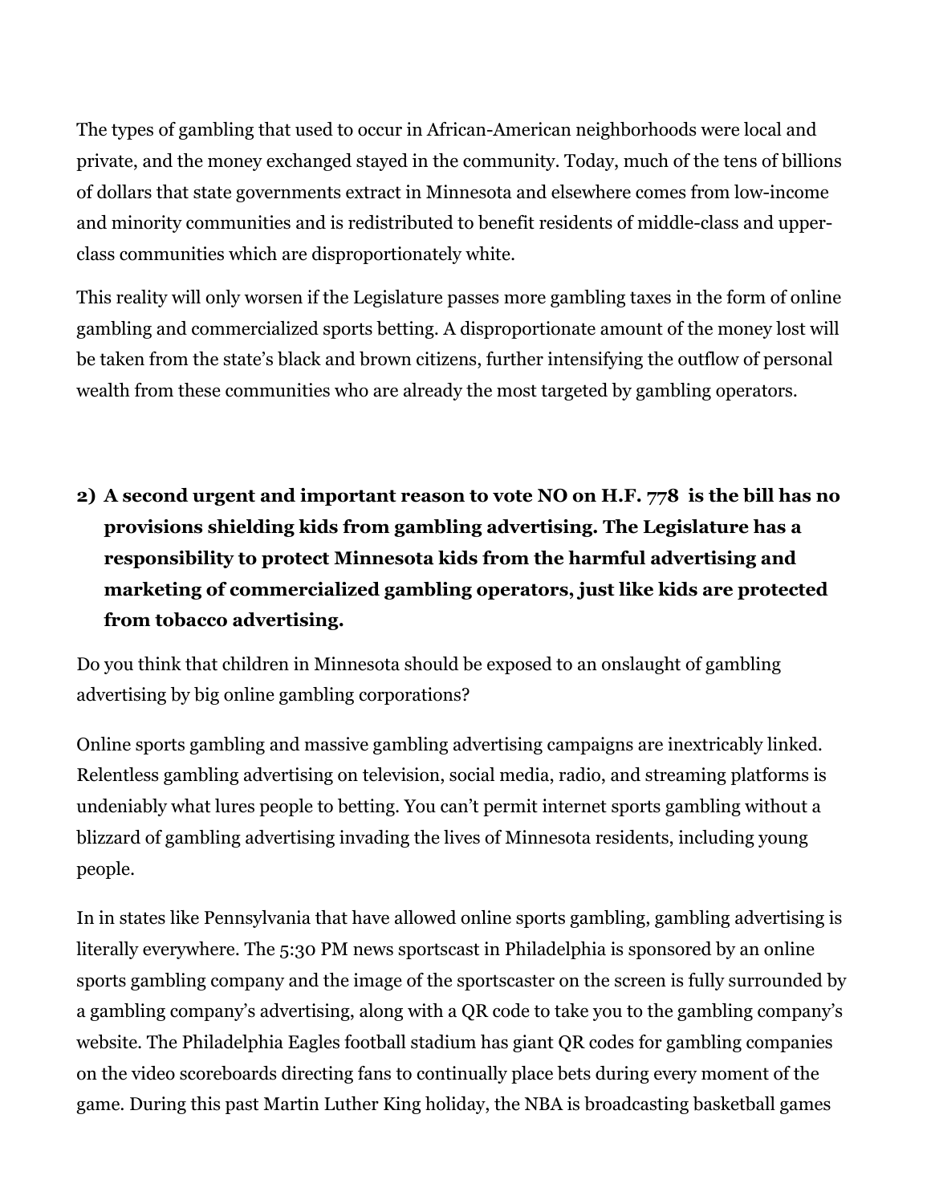The types of gambling that used to occur in African-American neighborhoods were local and private, and the money exchanged stayed in the community. Today, much of the tens of billions of dollars that state governments extract in Minnesota and elsewhere comes from low-income and minority communities and is redistributed to benefit residents of middle-class and upper-class communities which are disproportionately white.

This reality will only worsen if the Legislature passes more gambling taxes in the form of online gambling and commercialized sports betting. A disproportionate amount of the money lost will be taken from the state's black and brown citizens, further intensifying the outflow of personal wealth from these communities who are already the most targeted by gambling operators.

2) **A second urgent and important reason to vote NO on H.F. 778 is the bill has no provisions shielding kids from gambling advertising. The Legislature has a responsibility to protect Minnesota kids from the harmful advertising and marketing of commercialized gambling operators, just like kids are protected from tobacco advertising.**

Do you think that children in Minnesota should be exposed to an onslaught of gambling advertising by big online gambling corporations?

Online sports gambling and massive gambling advertising campaigns are inextricably linked. Relentless gambling advertising on television, social media, radio, and streaming platforms is undeniably what lures people to betting. You can't permit internet sports gambling without a blizzard of gambling advertising invading the lives of Minnesota residents, including young people.

In in states like Pennsylvania that have allowed online sports gambling, gambling advertising is literally everywhere. The 5:30 PM news sportscast in Philadelphia is sponsored by an online sports gambling company and the image of the sportscaster on the screen is fully surrounded by a gambling company's advertising, along with a QR code to take you to the gambling company's website. The Philadelphia Eagles football stadium has giant QR codes for gambling companies on the video scoreboards directing fans to continually place bets during every moment of the game. During this past Martin Luther King holiday, the NBA is broadcasting basketball games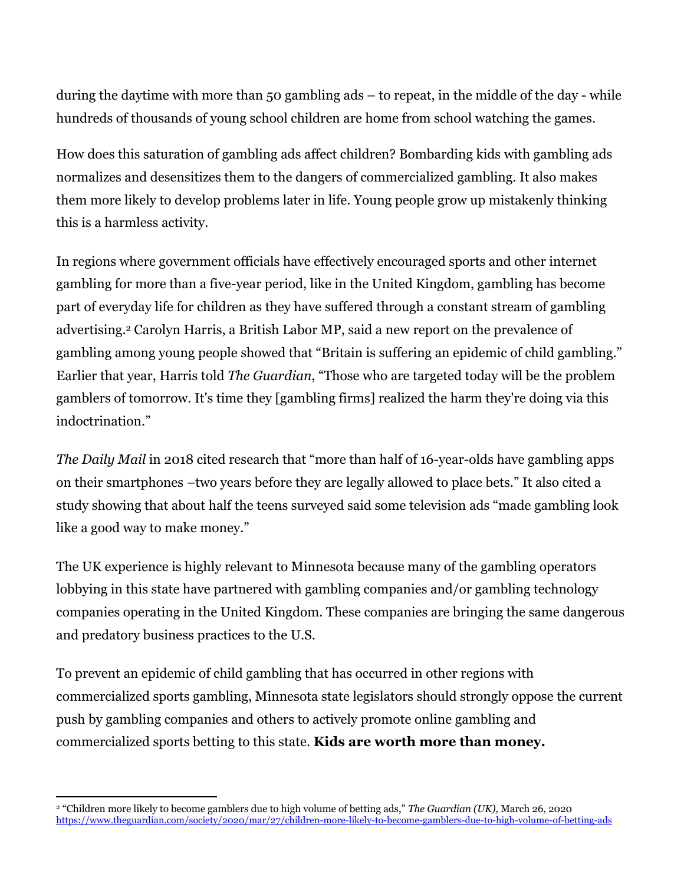during the daytime with more than 50 gambling ads – to repeat, in the middle of the day - while hundreds of thousands of young school children are home from school watching the games.

How does this saturation of gambling ads affect children? Bombarding kids with gambling ads normalizes and desensitizes them to the dangers of commercialized gambling. It also makes them more likely to develop problems later in life. Young people grow up mistakenly thinking this is a harmless activity.

In regions where government officials have effectively encouraged sports and other internet gambling for more than a five-year period, like in the United Kingdom, gambling has become part of everyday life for children as they have suffered through a constant stream of gambling advertising.[2] Carolyn Harris, a British Labor MP, said a new report on the prevalence of gambling among young people showed that "Britain is suffering an epidemic of child gambling." Earlier that year, Harris told *The Guardian*, "Those who are targeted today will be the problem gamblers of tomorrow. It's time they [gambling firms] realized the harm they're doing via this indoctrination."

*The Daily Mail* in 2018 cited research that "more than half of 16-year-olds have gambling apps on their smartphones –two years before they are legally allowed to place bets." It also cited a study showing that about half the teens surveyed said some television ads "made gambling look like a good way to make money."

The UK experience is highly relevant to Minnesota because many of the gambling operators lobbying in this state have partnered with gambling companies and/or gambling technology companies operating in the United Kingdom. These companies are bringing the same dangerous and predatory business practices to the U.S.

To prevent an epidemic of child gambling that has occurred in other regions with commercialized sports gambling, Minnesota state legislators should strongly oppose the current push by gambling companies and others to actively promote online gambling and commercialized sports betting to this state. **Kids are worth more than money.**

---

[2] "Children more likely to become gamblers due to high volume of betting ads," *The Guardian (UK),* March 26, 2020 https://www.theguardian.com/society/2020/mar/27/children-more-likely-to-become-gamblers-due-to-high-volume-of-betting-ads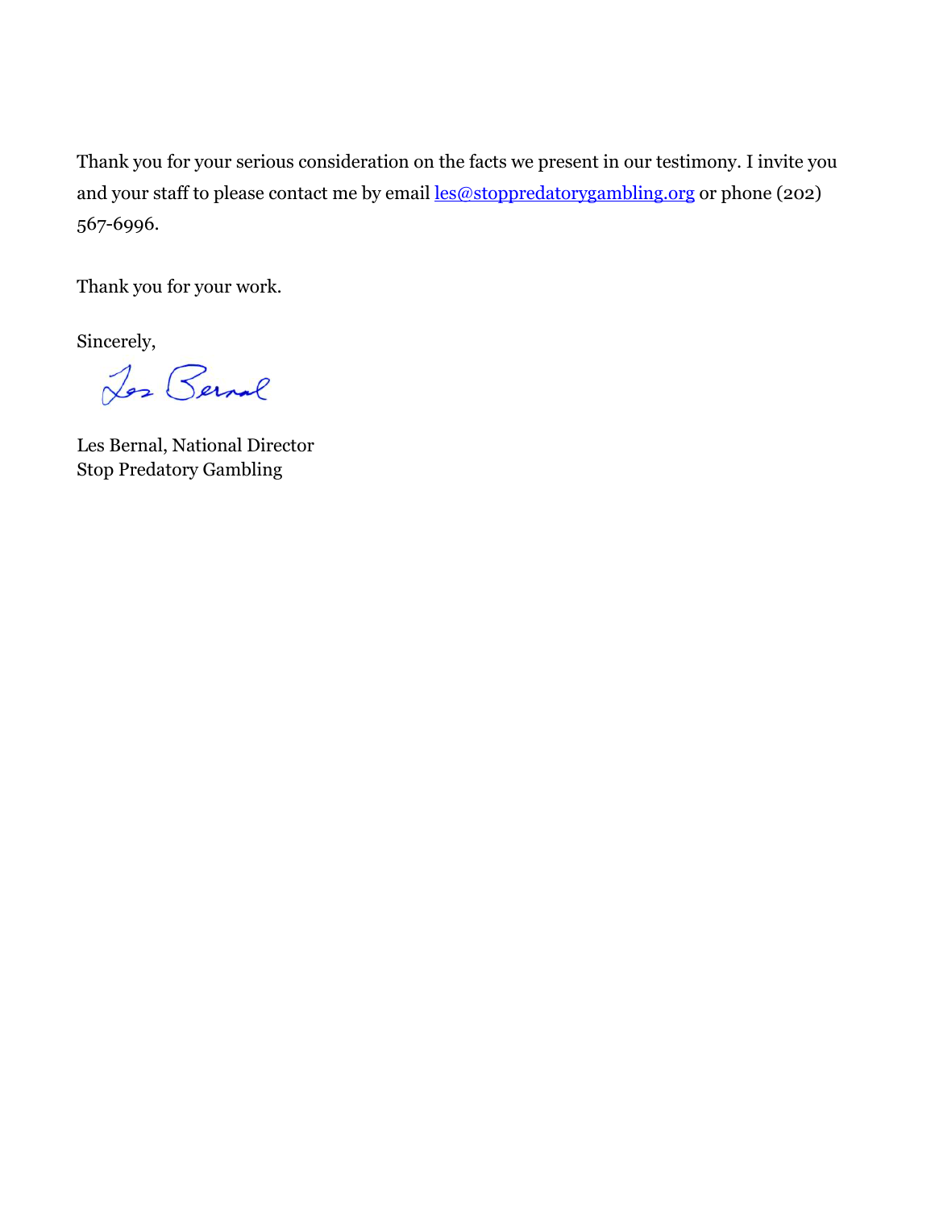Thank you for your serious consideration on the facts we present in our testimony. I invite you and your staff to please contact me by email les@stoppredatorygambling.org or phone (202) 567-6996.

Thank you for your work.

Sincerely,

Les Bernal, National Director  
Stop Predatory Gambling